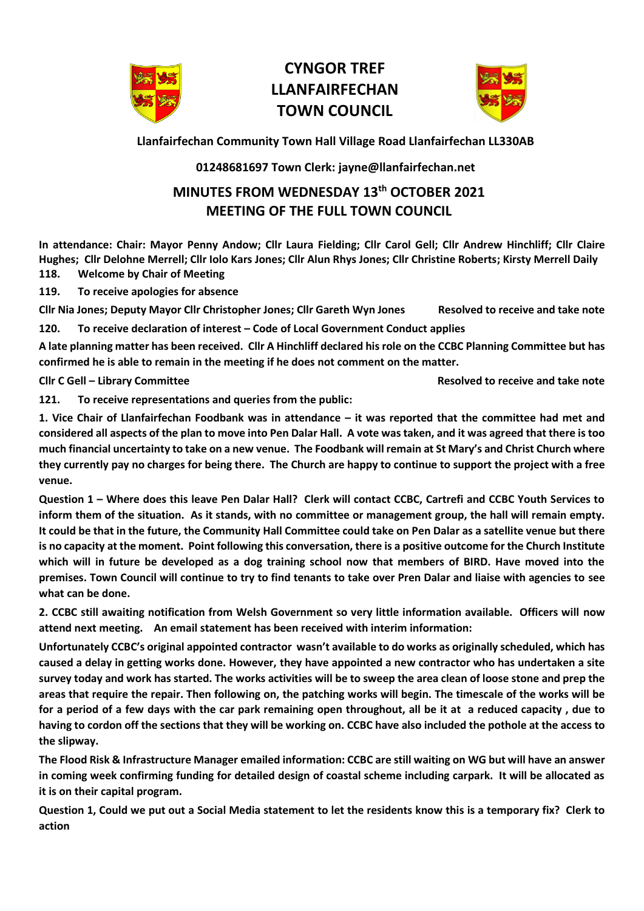# CYNGOR TREF LLANFAIRFECHAN TOWN COUNCIL

**Llanfairfechan Community Town Hall Village Road Llanfairfechan LL330AB**

**01248681697 Town Clerk: jayne@llanfairfechan.net**

## MINUTES FROM WEDNESDAY 13th OCTOBER 2021 MEETING OF THE FULL TOWN COUNCIL

**In attendance: Chair: Mayor Penny Andow; Cllr Laura Fielding; Cllr Carol Gell; Cllr Andrew Hinchliff; Cllr Claire Hughes; Cllr Delohne Merrell; Cllr Iolo Kars Jones; Cllr Alun Rhys Jones; Cllr Christine Roberts; Kirsty Merrell Daily**

**118. Welcome by Chair of Meeting**

**119. To receive apologies for absence**

**Cllr Nia Jones; Deputy Mayor Cllr Christopher Jones; Cllr Gareth Wyn Jones** — **Resolved to receive and take note**

**120. To receive declaration of interest – Code of Local Government Conduct applies**

**A late planning matter has been received. Cllr A Hinchliff declared his role on the CCBC Planning Committee but has confirmed he is able to remain in the meeting if he does not comment on the matter.**

**Cllr C Gell – Library Committee** — **Resolved to receive and take note**

**121. To receive representations and queries from the public:**

**1. Vice Chair of Llanfairfechan Foodbank was in attendance – it was reported that the committee had met and considered all aspects of the plan to move into Pen Dalar Hall. A vote was taken, and it was agreed that there is too much financial uncertainty to take on a new venue. The Foodbank will remain at St Mary's and Christ Church where they currently pay no charges for being there. The Church are happy to continue to support the project with a free venue.**

**Question 1 – Where does this leave Pen Dalar Hall? Clerk will contact CCBC, Cartrefi and CCBC Youth Services to inform them of the situation. As it stands, with no committee or management group, the hall will remain empty. It could be that in the future, the Community Hall Committee could take on Pen Dalar as a satellite venue but there is no capacity at the moment. Point following this conversation, there is a positive outcome for the Church Institute which will in future be developed as a dog training school now that members of BIRD. Have moved into the premises. Town Council will continue to try to find tenants to take over Pren Dalar and liaise with agencies to see what can be done.**

**2. CCBC still awaiting notification from Welsh Government so very little information available. Officers will now attend next meeting. An email statement has been received with interim information:**

**Unfortunately CCBC's original appointed contractor wasn't available to do works as originally scheduled, which has caused a delay in getting works done. However, they have appointed a new contractor who has undertaken a site survey today and work has started. The works activities will be to sweep the area clean of loose stone and prep the areas that require the repair. Then following on, the patching works will begin. The timescale of the works will be for a period of a few days with the car park remaining open throughout, all be it at a reduced capacity , due to having to cordon off the sections that they will be working on. CCBC have also included the pothole at the access to the slipway.**

**The Flood Risk & Infrastructure Manager emailed information: CCBC are still waiting on WG but will have an answer in coming week confirming funding for detailed design of coastal scheme including carpark. It will be allocated as it is on their capital program.**

**Question 1, Could we put out a Social Media statement to let the residents know this is a temporary fix? Clerk to action**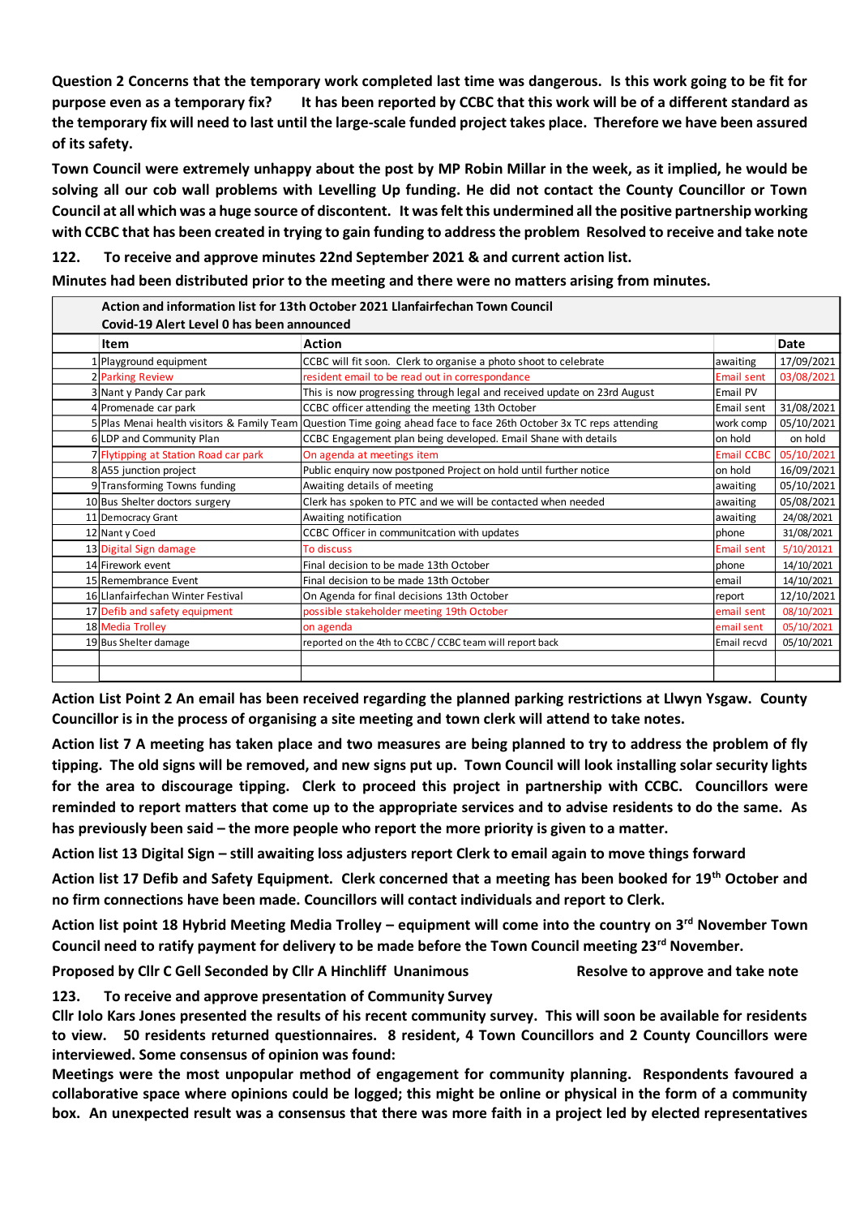**Question 2 Concerns that the temporary work completed last time was dangerous. Is this work going to be fit for purpose even as a temporary fix? It has been reported by CCBC that this work will be of a different standard as the temporary fix will need to last until the large-scale funded project takes place. Therefore we have been assured of its safety.**

**Town Council were extremely unhappy about the post by MP Robin Millar in the week, as it implied, he would be solving all our cob wall problems with Levelling Up funding. He did not contact the County Councillor or Town Council at all which was a huge source of discontent. It was felt this undermined all the positive partnership working with CCBC that has been created in trying to gain funding to address the problem Resolved to receive and take note**

**122. To receive and approve minutes 22nd September 2021 & and current action list.**

**Minutes had been distributed prior to the meeting and there were no matters arising from minutes.**

| | **Action and information list for 13th October 2021 Llanfairfechan Town Council** | | | |
|---|---|---|---|---|
| | **Covid-19 Alert Level 0 has been announced** | | | |
| | **Item** | **Action** | | **Date** |
| 1 | Playground equipment | CCBC will fit soon. Clerk to organise a photo shoot to celebrate | awaiting | 17/09/2021 |
| 2 | Parking Review | resident email to be read out in correspondance | Email sent | 03/08/2021 |
| 3 | Nant y Pandy Car park | This is now progressing through legal and received update on 23rd August | Email PV | |
| 4 | Promenade car park | CCBC officer attending the meeting 13th October | Email sent | 31/08/2021 |
| 5 | Plas Menai health visitors & Family Team | Question Time going ahead face to face 26th October 3x TC reps attending | work comp | 05/10/2021 |
| 6 | LDP and Community Plan | CCBC Engagement plan being developed. Email Shane with details | on hold | on hold |
| 7 | Flytipping at Station Road car park | On agenda at meetings item | Email CCBC | 05/10/2021 |
| 8 | A55 junction project | Public enquiry now postponed Project on hold until further notice | on hold | 16/09/2021 |
| 9 | Transforming Towns funding | Awaiting details of meeting | awaiting | 05/10/2021 |
| 10 | Bus Shelter doctors surgery | Clerk has spoken to PTC and we will be contacted when needed | awaiting | 05/08/2021 |
| 11 | Democracy Grant | Awaiting notification | awaiting | 24/08/2021 |
| 12 | Nant y Coed | CCBC Officer in communitcation with updates | phone | 31/08/2021 |
| 13 | Digital Sign damage | To discuss | Email sent | 5/10/20121 |
| 14 | Firework event | Final decision to be made 13th October | phone | 14/10/2021 |
| 15 | Remembrance Event | Final decision to be made 13th October | email | 14/10/2021 |
| 16 | Llanfairfechan Winter Festival | On Agenda for final decisions 13th October | report | 12/10/2021 |
| 17 | Defib and safety equipment | possible stakeholder meeting 19th October | email sent | 08/10/2021 |
| 18 | Media Trolley | on agenda | email sent | 05/10/2021 |
| 19 | Bus Shelter damage | reported on the 4th to CCBC / CCBC team will report back | Email recvd | 05/10/2021 |
| | | | | |
| | | | | |

**Action List Point 2 An email has been received regarding the planned parking restrictions at Llwyn Ysgaw. County Councillor is in the process of organising a site meeting and town clerk will attend to take notes.**

**Action list 7 A meeting has taken place and two measures are being planned to try to address the problem of fly tipping. The old signs will be removed, and new signs put up. Town Council will look installing solar security lights for the area to discourage tipping. Clerk to proceed this project in partnership with CCBC. Councillors were reminded to report matters that come up to the appropriate services and to advise residents to do the same. As has previously been said – the more people who report the more priority is given to a matter.**

**Action list 13 Digital Sign – still awaiting loss adjusters report Clerk to email again to move things forward**

**Action list 17 Defib and Safety Equipment. Clerk concerned that a meeting has been booked for 19th October and no firm connections have been made. Councillors will contact individuals and report to Clerk.**

**Action list point 18 Hybrid Meeting Media Trolley – equipment will come into the country on 3rd November Town Council need to ratify payment for delivery to be made before the Town Council meeting 23rd November.**

**Proposed by Cllr C Gell Seconded by Cllr A Hinchliff Unanimous Resolve to approve and take note**

**123. To receive and approve presentation of Community Survey**

**Cllr Iolo Kars Jones presented the results of his recent community survey. This will soon be available for residents to view. 50 residents returned questionnaires. 8 resident, 4 Town Councillors and 2 County Councillors were interviewed. Some consensus of opinion was found:**

**Meetings were the most unpopular method of engagement for community planning. Respondents favoured a collaborative space where opinions could be logged; this might be online or physical in the form of a community box. An unexpected result was a consensus that there was more faith in a project led by elected representatives**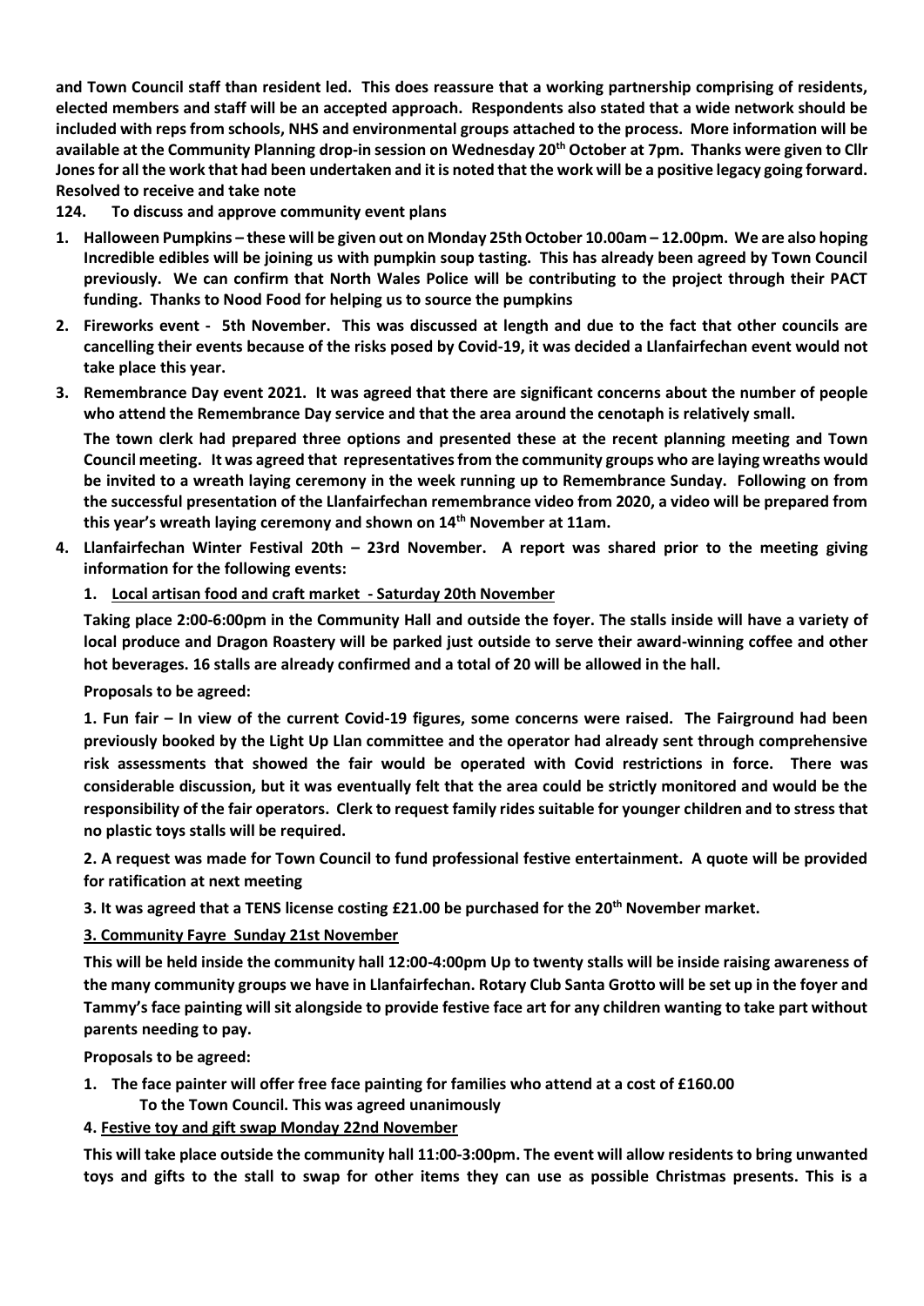**and Town Council staff than resident led. This does reassure that a working partnership comprising of residents, elected members and staff will be an accepted approach. Respondents also stated that a wide network should be included with reps from schools, NHS and environmental groups attached to the process. More information will be available at the Community Planning drop-in session on Wednesday 20th October at 7pm. Thanks were given to Cllr Jones for all the work that had been undertaken and it is noted that the work will be a positive legacy going forward. Resolved to receive and take note**

**124. To discuss and approve community event plans**

1. **Halloween Pumpkins – these will be given out on Monday 25th October 10.00am – 12.00pm. We are also hoping Incredible edibles will be joining us with pumpkin soup tasting. This has already been agreed by Town Council previously. We can confirm that North Wales Police will be contributing to the project through their PACT funding. Thanks to Nood Food for helping us to source the pumpkins**
2. **Fireworks event - 5th November. This was discussed at length and due to the fact that other councils are cancelling their events because of the risks posed by Covid-19, it was decided a Llanfairfechan event would not take place this year.**
3. **Remembrance Day event 2021. It was agreed that there are significant concerns about the number of people who attend the Remembrance Day service and that the area around the cenotaph is relatively small.**

   **The town clerk had prepared three options and presented these at the recent planning meeting and Town Council meeting. It was agreed that representatives from the community groups who are laying wreaths would be invited to a wreath laying ceremony in the week running up to Remembrance Sunday. Following on from the successful presentation of the Llanfairfechan remembrance video from 2020, a video will be prepared from this year's wreath laying ceremony and shown on 14th November at 11am.**
4. **Llanfairfechan Winter Festival 20th – 23rd November. A report was shared prior to the meeting giving information for the following events:**

   1. **Local artisan food and craft market - Saturday 20th November**

   **Taking place 2:00-6:00pm in the Community Hall and outside the foyer. The stalls inside will have a variety of local produce and Dragon Roastery will be parked just outside to serve their award-winning coffee and other hot beverages. 16 stalls are already confirmed and a total of 20 will be allowed in the hall.**

   **Proposals to be agreed:**

   **1. Fun fair – In view of the current Covid-19 figures, some concerns were raised. The Fairground had been previously booked by the Light Up Llan committee and the operator had already sent through comprehensive risk assessments that showed the fair would be operated with Covid restrictions in force. There was considerable discussion, but it was eventually felt that the area could be strictly monitored and would be the responsibility of the fair operators. Clerk to request family rides suitable for younger children and to stress that no plastic toys stalls will be required.**

   **2. A request was made for Town Council to fund professional festive entertainment. A quote will be provided for ratification at next meeting**

   **3. It was agreed that a TENS license costing £21.00 be purchased for the 20th November market.**

   **3. Community Fayre Sunday 21st November**

   **This will be held inside the community hall 12:00-4:00pm Up to twenty stalls will be inside raising awareness of the many community groups we have in Llanfairfechan. Rotary Club Santa Grotto will be set up in the foyer and Tammy's face painting will sit alongside to provide festive face art for any children wanting to take part without parents needing to pay.**

   **Proposals to be agreed:**

   1. **The face painter will offer free face painting for families who attend at a cost of £160.00 To the Town Council. This was agreed unanimously**

   **4. Festive toy and gift swap Monday 22nd November**

   **This will take place outside the community hall 11:00-3:00pm. The event will allow residents to bring unwanted toys and gifts to the stall to swap for other items they can use as possible Christmas presents. This is a**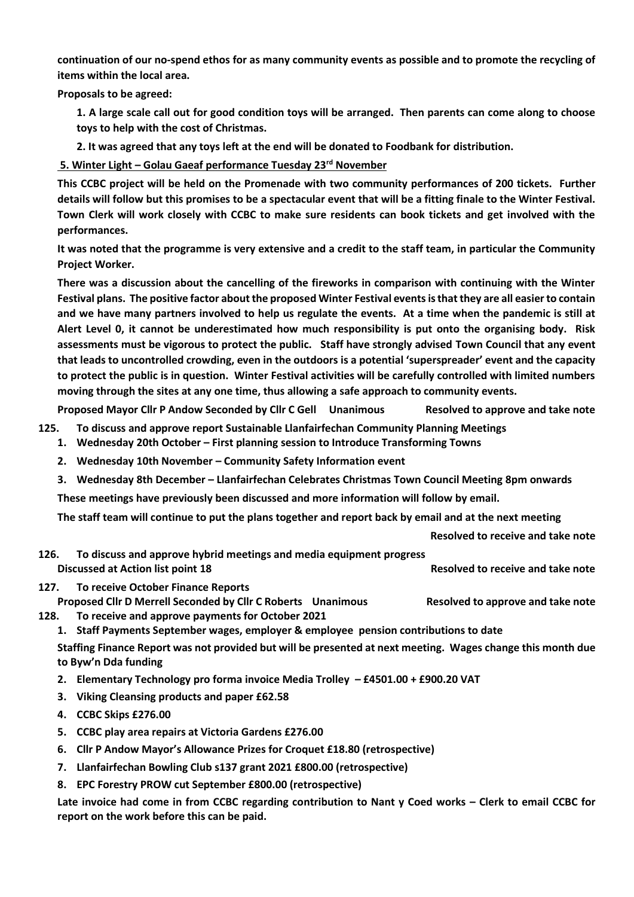**continuation of our no-spend ethos for as many community events as possible and to promote the recycling of items within the local area.**

**Proposals to be agreed:**

**1. A large scale call out for good condition toys will be arranged. Then parents can come along to choose toys to help with the cost of Christmas.**

**2. It was agreed that any toys left at the end will be donated to Foodbank for distribution.**

**5. Winter Light – Golau Gaeaf performance Tuesday 23rd November**

**This CCBC project will be held on the Promenade with two community performances of 200 tickets. Further details will follow but this promises to be a spectacular event that will be a fitting finale to the Winter Festival. Town Clerk will work closely with CCBC to make sure residents can book tickets and get involved with the performances.**

**It was noted that the programme is very extensive and a credit to the staff team, in particular the Community Project Worker.**

**There was a discussion about the cancelling of the fireworks in comparison with continuing with the Winter Festival plans. The positive factor about the proposed Winter Festival events is that they are all easier to contain and we have many partners involved to help us regulate the events. At a time when the pandemic is still at Alert Level 0, it cannot be underestimated how much responsibility is put onto the organising body. Risk assessments must be vigorous to protect the public. Staff have strongly advised Town Council that any event that leads to uncontrolled crowding, even in the outdoors is a potential 'superspreader' event and the capacity to protect the public is in question. Winter Festival activities will be carefully controlled with limited numbers moving through the sites at any one time, thus allowing a safe approach to community events.**

**Proposed Mayor Cllr P Andow Seconded by Cllr C Gell Unanimous — Resolved to approve and take note**

**125. To discuss and approve report Sustainable Llanfairfechan Community Planning Meetings**

1. **Wednesday 20th October – First planning session to Introduce Transforming Towns**
2. **Wednesday 10th November – Community Safety Information event**
3. **Wednesday 8th December – Llanfairfechan Celebrates Christmas Town Council Meeting 8pm onwards**

**These meetings have previously been discussed and more information will follow by email.**

**The staff team will continue to put the plans together and report back by email and at the next meeting**

**Resolved to receive and take note**

**126. To discuss and approve hybrid meetings and media equipment progress**
**Discussed at Action list point 18 — Resolved to receive and take note**

**127. To receive October Finance Reports**
**Proposed Cllr D Merrell Seconded by Cllr C Roberts Unanimous — Resolved to approve and take note**

**128. To receive and approve payments for October 2021**

1. **Staff Payments September wages, employer & employee pension contributions to date**

**Staffing Finance Report was not provided but will be presented at next meeting. Wages change this month due to Byw'n Dda funding**

2. **Elementary Technology pro forma invoice Media Trolley – £4501.00 + £900.20 VAT**
3. **Viking Cleansing products and paper £62.58**
4. **CCBC Skips £276.00**
5. **CCBC play area repairs at Victoria Gardens £276.00**
6. **Cllr P Andow Mayor's Allowance Prizes for Croquet £18.80 (retrospective)**
7. **Llanfairfechan Bowling Club s137 grant 2021 £800.00 (retrospective)**
8. **EPC Forestry PROW cut September £800.00 (retrospective)**

**Late invoice had come in from CCBC regarding contribution to Nant y Coed works – Clerk to email CCBC for report on the work before this can be paid.**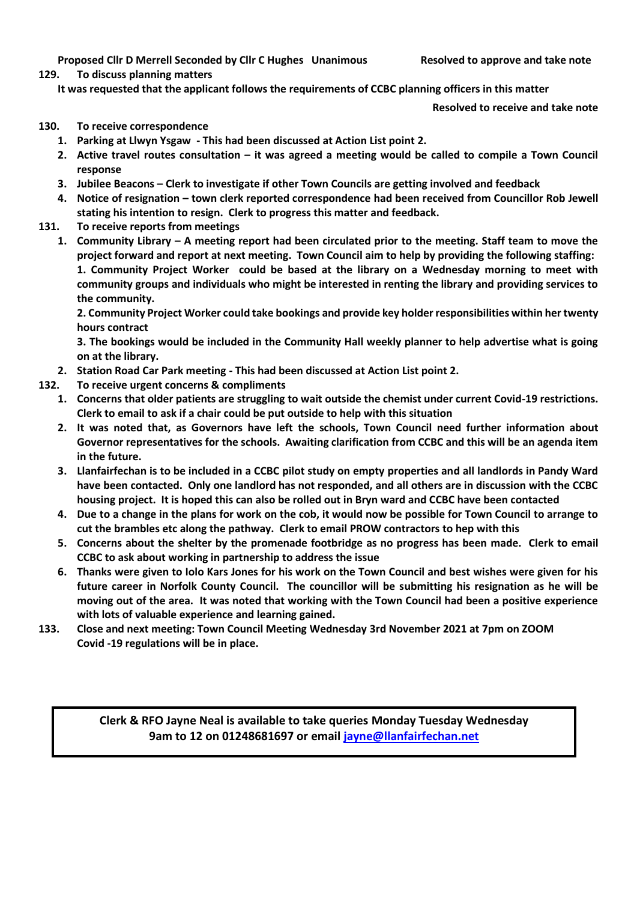**Proposed Cllr D Merrell Seconded by Cllr C Hughes Unanimous** **Resolved to approve and take note**

**129. To discuss planning matters**

**It was requested that the applicant follows the requirements of CCBC planning officers in this matter**

**Resolved to receive and take note**

**130. To receive correspondence**

1. **Parking at Llwyn Ysgaw - This had been discussed at Action List point 2.**
2. **Active travel routes consultation – it was agreed a meeting would be called to compile a Town Council response**
3. **Jubilee Beacons – Clerk to investigate if other Town Councils are getting involved and feedback**
4. **Notice of resignation – town clerk reported correspondence had been received from Councillor Rob Jewell stating his intention to resign. Clerk to progress this matter and feedback.**

**131. To receive reports from meetings**

1. **Community Library – A meeting report had been circulated prior to the meeting. Staff team to move the project forward and report at next meeting. Town Council aim to help by providing the following staffing:**
   **1. Community Project Worker could be based at the library on a Wednesday morning to meet with community groups and individuals who might be interested in renting the library and providing services to the community.**
   **2. Community Project Worker could take bookings and provide key holder responsibilities within her twenty hours contract**
   **3. The bookings would be included in the Community Hall weekly planner to help advertise what is going on at the library.**
2. **Station Road Car Park meeting - This had been discussed at Action List point 2.**

**132. To receive urgent concerns & compliments**

1. **Concerns that older patients are struggling to wait outside the chemist under current Covid-19 restrictions. Clerk to email to ask if a chair could be put outside to help with this situation**
2. **It was noted that, as Governors have left the schools, Town Council need further information about Governor representatives for the schools. Awaiting clarification from CCBC and this will be an agenda item in the future.**
3. **Llanfairfechan is to be included in a CCBC pilot study on empty properties and all landlords in Pandy Ward have been contacted. Only one landlord has not responded, and all others are in discussion with the CCBC housing project. It is hoped this can also be rolled out in Bryn ward and CCBC have been contacted**
4. **Due to a change in the plans for work on the cob, it would now be possible for Town Council to arrange to cut the brambles etc along the pathway. Clerk to email PROW contractors to hep with this**
5. **Concerns about the shelter by the promenade footbridge as no progress has been made. Clerk to email CCBC to ask about working in partnership to address the issue**
6. **Thanks were given to Iolo Kars Jones for his work on the Town Council and best wishes were given for his future career in Norfolk County Council. The councillor will be submitting his resignation as he will be moving out of the area. It was noted that working with the Town Council had been a positive experience with lots of valuable experience and learning gained.**

**133. Close and next meeting: Town Council Meeting Wednesday 3rd November 2021 at 7pm on ZOOM Covid -19 regulations will be in place.**

**Clerk & RFO Jayne Neal is available to take queries Monday Tuesday Wednesday 9am to 12 on 01248681697 or email [jayne@llanfairfechan.net](mailto:jayne@llanfairfechan.net)**